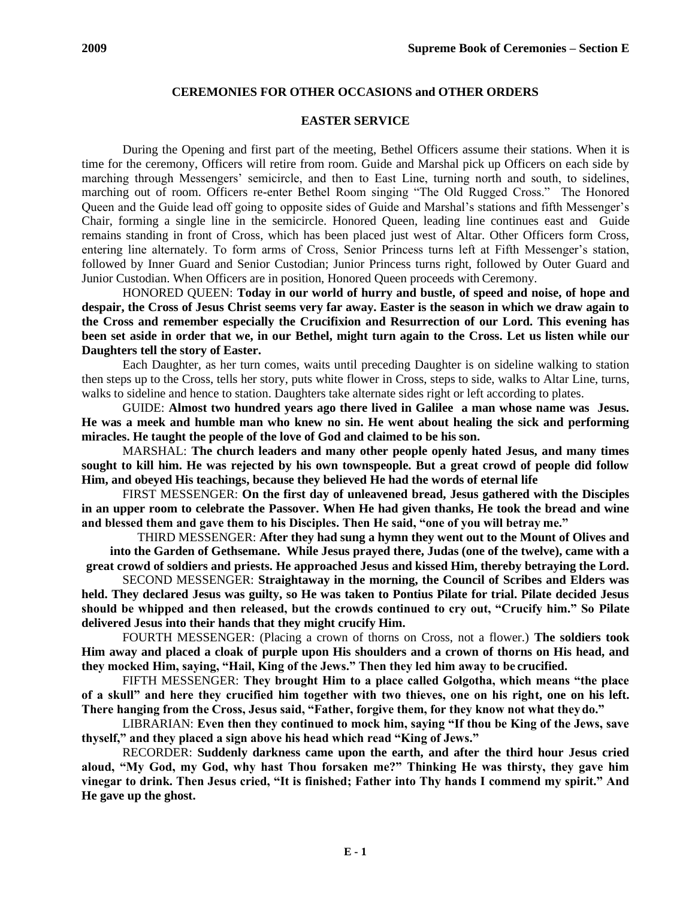## CEREMONIES FOR OTHER OCCASIONS and OTHER ORDERS

### EASTER SERVICE

During the Opening and first part of the meeting, Bethel Officers assume their stations. When it is time for the ceremony, Officers will retire from room. Guide and Marshal pick up Officers on each side by marching through Messengers' semicircle, and then to East Line, turning north and south, to sidelines, marching out of room. Officers re-enter Bethel Room singing "The Old Rugged Cross." The Honored Queen and the Guide lead off going to opposite sides of Guide and Marshal's stations and fifth Messenger's Chair, forming a single line in the semicircle. Honored Queen, leading line continues east and Guide remains standing in front of Cross, which has been placed just west of Altar. Other Officers form Cross, entering line alternately. To form arms of Cross, Senior Princess turns left at Fifth Messenger's station, followed by Inner Guard and Senior Custodian; Junior Princess turns right, followed by Outer Guard and Junior Custodian. When Officers are in position, Honored Queen proceeds with Ceremony.

HONORED QUEEN: **Today in our world of hurry and bustle, of speed and noise, of hope and despair, the Cross of Jesus Christ seems very far away. Easter is the season in which we draw again to the Cross and remember especially the Crucifixion and Resurrection of our Lord. This evening has been set aside in order that we, in our Bethel, might turn again to the Cross. Let us listen while our Daughters tell the story of Easter.**

Each Daughter, as her turn comes, waits until preceding Daughter is on sideline walking to station then steps up to the Cross, tells her story, puts white flower in Cross, steps to side, walks to Altar Line, turns, walks to sideline and hence to station. Daughters take alternate sides right or left according to plates.

GUIDE: **Almost two hundred years ago there lived in Galilee a man whose name was Jesus. He was a meek and humble man who knew no sin. He went about healing the sick and performing miracles. He taught the people of the love of God and claimed to be his son.**

MARSHAL: **The church leaders and many other people openly hated Jesus, and many times sought to kill him. He was rejected by his own townspeople. But a great crowd of people did follow Him, and obeyed His teachings, because they believed He had the words of eternal life**

FIRST MESSENGER: **On the first day of unleavened bread, Jesus gathered with the Disciples in an upper room to celebrate the Passover. When He had given thanks, He took the bread and wine and blessed them and gave them to his Disciples. Then He said, "one of you will betray me."**

THIRD MESSENGER: **After they had sung a hymn they went out to the Mount of Olives and into the Garden of Gethsemane. While Jesus prayed there, Judas (one of the twelve), came with a great crowd of soldiers and priests. He approached Jesus and kissed Him, thereby betraying the Lord.**

SECOND MESSENGER: **Straightaway in the morning, the Council of Scribes and Elders was held. They declared Jesus was guilty, so He was taken to Pontius Pilate for trial. Pilate decided Jesus should be whipped and then released, but the crowds continued to cry out, "Crucify him." So Pilate delivered Jesus into their hands that they might crucify Him.**

FOURTH MESSENGER: (Placing a crown of thorns on Cross, not a flower.) **The soldiers took Him away and placed a cloak of purple upon His shoulders and a crown of thorns on His head, and they mocked Him, saying, "Hail, King of the Jews." Then they led him away to be crucified.**

FIFTH MESSENGER: **They brought Him to a place called Golgotha, which means "the place of a skull" and here they crucified him together with two thieves, one on his right, one on his left. There hanging from the Cross, Jesus said, "Father, forgive them, for they know not what they do."**

LIBRARIAN: **Even then they continued to mock him, saying "If thou be King of the Jews, save thyself," and they placed a sign above his head which read "King of Jews."**

RECORDER: **Suddenly darkness came upon the earth, and after the third hour Jesus cried aloud, "My God, my God, why hast Thou forsaken me?" Thinking He was thirsty, they gave him vinegar to drink. Then Jesus cried, "It is finished; Father into Thy hands I commend my spirit." And He gave up the ghost.**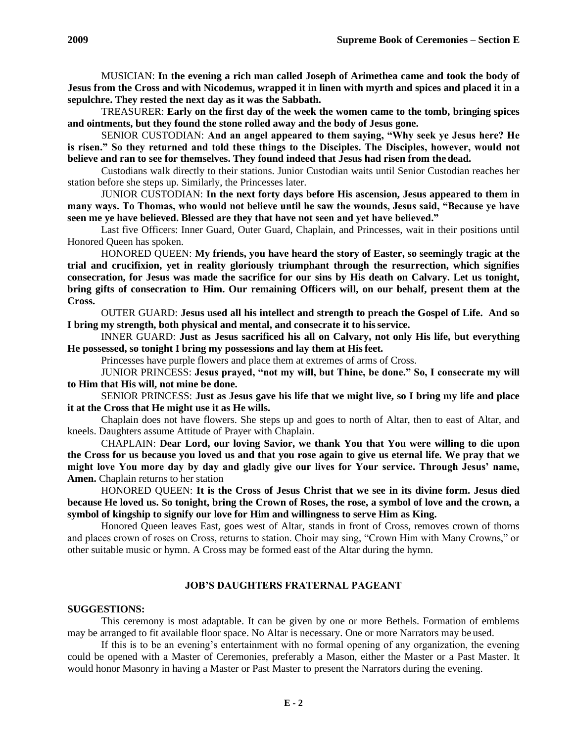MUSICIAN: **In the evening a rich man called Joseph of Arimethea came and took the body of Jesus from the Cross and with Nicodemus, wrapped it in linen with myrth and spices and placed it in a sepulchre. They rested the next day as it was the Sabbath.**

TREASURER: **Early on the first day of the week the women came to the tomb, bringing spices and ointments, but they found the stone rolled away and the body of Jesus gone.**

SENIOR CUSTODIAN: **And an angel appeared to them saying, "Why seek ye Jesus here? He is risen." So they returned and told these things to the Disciples. The Disciples, however, would not believe and ran to see for themselves. They found indeed that Jesus had risen from the dead.**

Custodians walk directly to their stations. Junior Custodian waits until Senior Custodian reaches her station before she steps up. Similarly, the Princesses later.

JUNIOR CUSTODIAN: **In the next forty days before His ascension, Jesus appeared to them in many ways. To Thomas, who would not believe until he saw the wounds, Jesus said, "Because ye have seen me ye have believed. Blessed are they that have not seen and yet have believed."**

Last five Officers: Inner Guard, Outer Guard, Chaplain, and Princesses, wait in their positions until Honored Queen has spoken.

HONORED QUEEN: **My friends, you have heard the story of Easter, so seemingly tragic at the trial and crucifixion, yet in reality gloriously triumphant through the resurrection, which signifies consecration, for Jesus was made the sacrifice for our sins by His death on Calvary. Let us tonight, bring gifts of consecration to Him. Our remaining Officers will, on our behalf, present them at the Cross.**

OUTER GUARD: **Jesus used all his intellect and strength to preach the Gospel of Life. And so I bring my strength, both physical and mental, and consecrate it to his service.**

INNER GUARD: **Just as Jesus sacrificed his all on Calvary, not only His life, but everything He possessed, so tonight I bring my possessions and lay them at His feet.**

Princesses have purple flowers and place them at extremes of arms of Cross.

JUNIOR PRINCESS: **Jesus prayed, "not my will, but Thine, be done." So, I consecrate my will to Him that His will, not mine be done.**

SENIOR PRINCESS: **Just as Jesus gave his life that we might live, so I bring my life and place it at the Cross that He might use it as He wills.**

Chaplain does not have flowers. She steps up and goes to north of Altar, then to east of Altar, and kneels. Daughters assume Attitude of Prayer with Chaplain.

CHAPLAIN: **Dear Lord, our loving Savior, we thank You that You were willing to die upon the Cross for us because you loved us and that you rose again to give us eternal life. We pray that we might love You more day by day and gladly give our lives for Your service. Through Jesus' name, Amen.** Chaplain returns to her station

HONORED QUEEN: **It is the Cross of Jesus Christ that we see in its divine form. Jesus died because He loved us. So tonight, bring the Crown of Roses, the rose, a symbol of love and the crown, a symbol of kingship to signify our love for Him and willingness to serve Him as King.**

Honored Queen leaves East, goes west of Altar, stands in front of Cross, removes crown of thorns and places crown of roses on Cross, returns to station. Choir may sing, "Crown Him with Many Crowns," or other suitable music or hymn. A Cross may be formed east of the Altar during the hymn.

## JOB'S DAUGHTERS FRATERNAL PAGEANT

**SUGGESTIONS:**

This ceremony is most adaptable. It can be given by one or more Bethels. Formation of emblems may be arranged to fit available floor space. No Altar is necessary. One or more Narrators may be used.

If this is to be an evening's entertainment with no formal opening of any organization, the evening could be opened with a Master of Ceremonies, preferably a Mason, either the Master or a Past Master. It would honor Masonry in having a Master or Past Master to present the Narrators during the evening.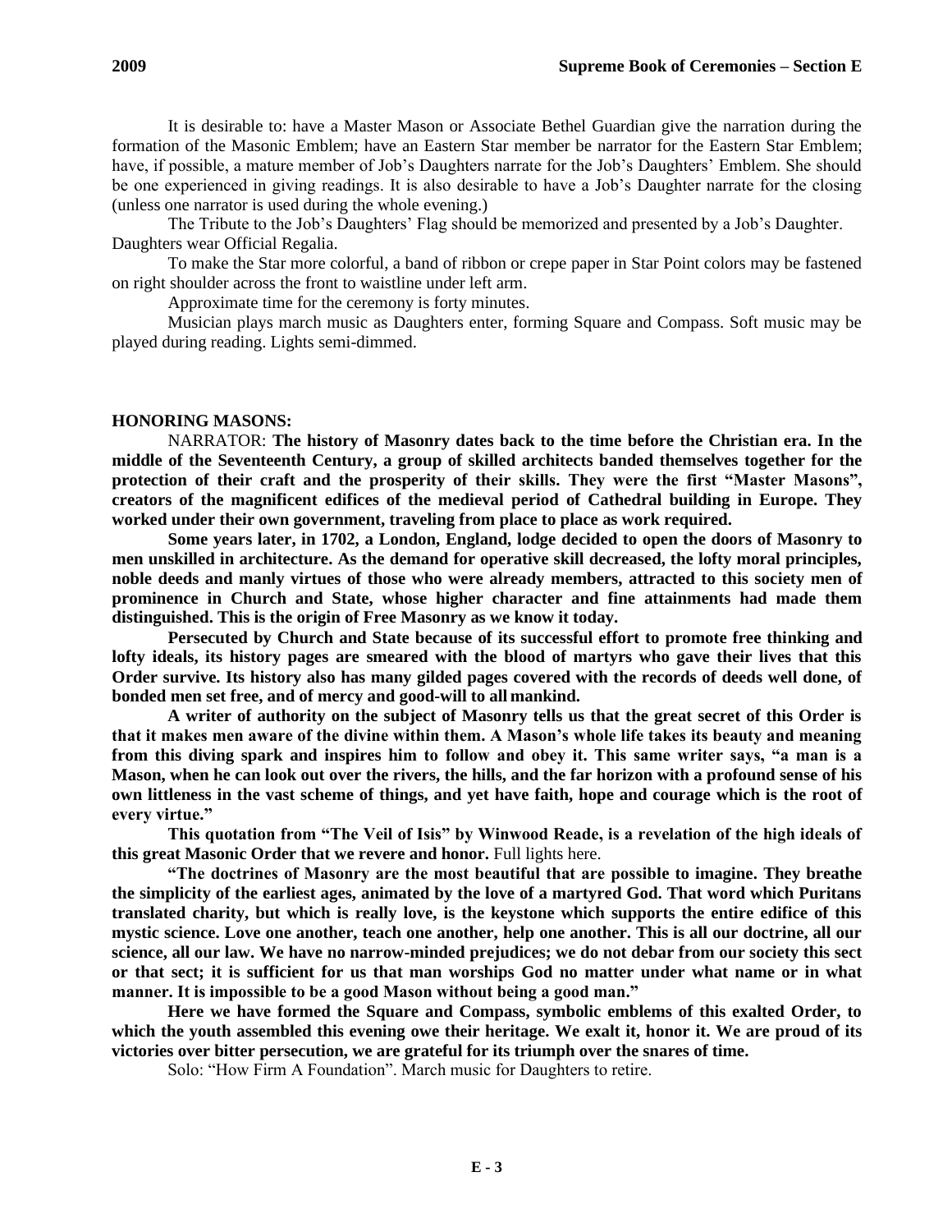It is desirable to: have a Master Mason or Associate Bethel Guardian give the narration during the formation of the Masonic Emblem; have an Eastern Star member be narrator for the Eastern Star Emblem; have, if possible, a mature member of Job's Daughters narrate for the Job's Daughters' Emblem. She should be one experienced in giving readings. It is also desirable to have a Job's Daughter narrate for the closing (unless one narrator is used during the whole evening.)

The Tribute to the Job's Daughters' Flag should be memorized and presented by a Job's Daughter. Daughters wear Official Regalia.

To make the Star more colorful, a band of ribbon or crepe paper in Star Point colors may be fastened on right shoulder across the front to waistline under left arm.

Approximate time for the ceremony is forty minutes.

Musician plays march music as Daughters enter, forming Square and Compass. Soft music may be played during reading. Lights semi-dimmed.

**HONORING MASONS:**

NARRATOR: **The history of Masonry dates back to the time before the Christian era. In the middle of the Seventeenth Century, a group of skilled architects banded themselves together for the protection of their craft and the prosperity of their skills. They were the first "Master Masons", creators of the magnificent edifices of the medieval period of Cathedral building in Europe. They worked under their own government, traveling from place to place as work required.**

**Some years later, in 1702, a London, England, lodge decided to open the doors of Masonry to men unskilled in architecture. As the demand for operative skill decreased, the lofty moral principles, noble deeds and manly virtues of those who were already members, attracted to this society men of prominence in Church and State, whose higher character and fine attainments had made them distinguished. This is the origin of Free Masonry as we know it today.**

**Persecuted by Church and State because of its successful effort to promote free thinking and lofty ideals, its history pages are smeared with the blood of martyrs who gave their lives that this Order survive. Its history also has many gilded pages covered with the records of deeds well done, of bonded men set free, and of mercy and good-will to all mankind.**

**A writer of authority on the subject of Masonry tells us that the great secret of this Order is that it makes men aware of the divine within them. A Mason's whole life takes its beauty and meaning from this diving spark and inspires him to follow and obey it. This same writer says, "a man is a Mason, when he can look out over the rivers, the hills, and the far horizon with a profound sense of his own littleness in the vast scheme of things, and yet have faith, hope and courage which is the root of every virtue."**

**This quotation from "The Veil of Isis" by Winwood Reade, is a revelation of the high ideals of this great Masonic Order that we revere and honor.** Full lights here.

**"The doctrines of Masonry are the most beautiful that are possible to imagine. They breathe the simplicity of the earliest ages, animated by the love of a martyred God. That word which Puritans translated charity, but which is really love, is the keystone which supports the entire edifice of this mystic science. Love one another, teach one another, help one another. This is all our doctrine, all our science, all our law. We have no narrow-minded prejudices; we do not debar from our society this sect or that sect; it is sufficient for us that man worships God no matter under what name or in what manner. It is impossible to be a good Mason without being a good man."**

**Here we have formed the Square and Compass, symbolic emblems of this exalted Order, to which the youth assembled this evening owe their heritage. We exalt it, honor it. We are proud of its victories over bitter persecution, we are grateful for its triumph over the snares of time.**

Solo: "How Firm A Foundation". March music for Daughters to retire.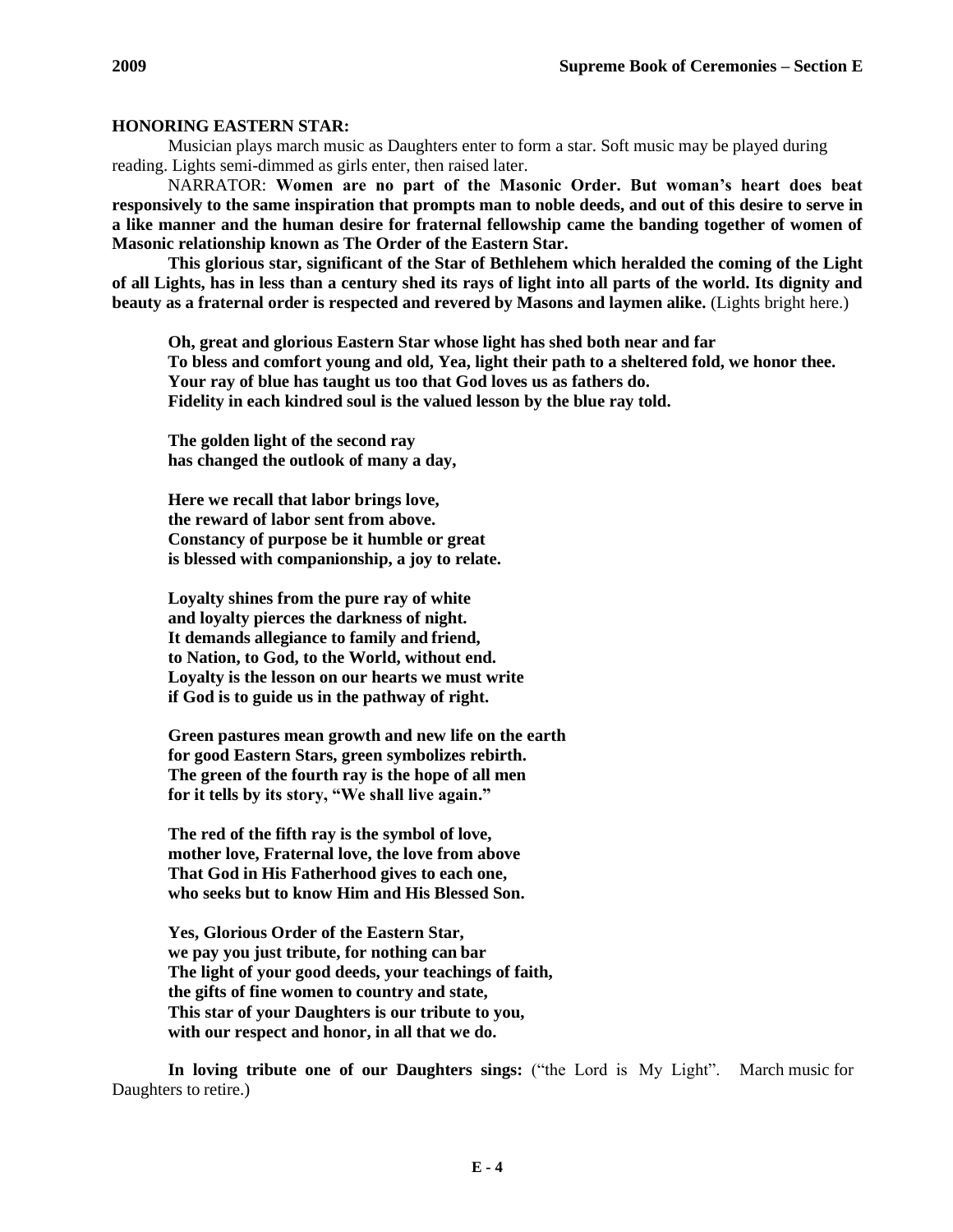**HONORING EASTERN STAR:**

Musician plays march music as Daughters enter to form a star. Soft music may be played during reading. Lights semi-dimmed as girls enter, then raised later.

NARRATOR: **Women are no part of the Masonic Order. But woman's heart does beat responsively to the same inspiration that prompts man to noble deeds, and out of this desire to serve in a like manner and the human desire for fraternal fellowship came the banding together of women of Masonic relationship known as The Order of the Eastern Star.**

**This glorious star, significant of the Star of Bethlehem which heralded the coming of the Light of all Lights, has in less than a century shed its rays of light into all parts of the world. Its dignity and beauty as a fraternal order is respected and revered by Masons and laymen alike.** (Lights bright here.)

**Oh, great and glorious Eastern Star whose light has shed both near and far**
**To bless and comfort young and old, Yea, light their path to a sheltered fold, we honor thee.**
**Your ray of blue has taught us too that God loves us as fathers do.**
**Fidelity in each kindred soul is the valued lesson by the blue ray told.**

**The golden light of the second ray**
**has changed the outlook of many a day,**

**Here we recall that labor brings love,**
**the reward of labor sent from above.**
**Constancy of purpose be it humble or great**
**is blessed with companionship, a joy to relate.**

**Loyalty shines from the pure ray of white**
**and loyalty pierces the darkness of night.**
**It demands allegiance to family and friend,**
**to Nation, to God, to the World, without end.**
**Loyalty is the lesson on our hearts we must write**
**if God is to guide us in the pathway of right.**

**Green pastures mean growth and new life on the earth**
**for good Eastern Stars, green symbolizes rebirth.**
**The green of the fourth ray is the hope of all men**
**for it tells by its story, "We shall live again."**

**The red of the fifth ray is the symbol of love,**
**mother love, Fraternal love, the love from above**
**That God in His Fatherhood gives to each one,**
**who seeks but to know Him and His Blessed Son.**

**Yes, Glorious Order of the Eastern Star,**
**we pay you just tribute, for nothing can bar**
**The light of your good deeds, your teachings of faith,**
**the gifts of fine women to country and state,**
**This star of your Daughters is our tribute to you,**
**with our respect and honor, in all that we do.**

**In loving tribute one of our Daughters sings:** ("the Lord is My Light". March music for Daughters to retire.)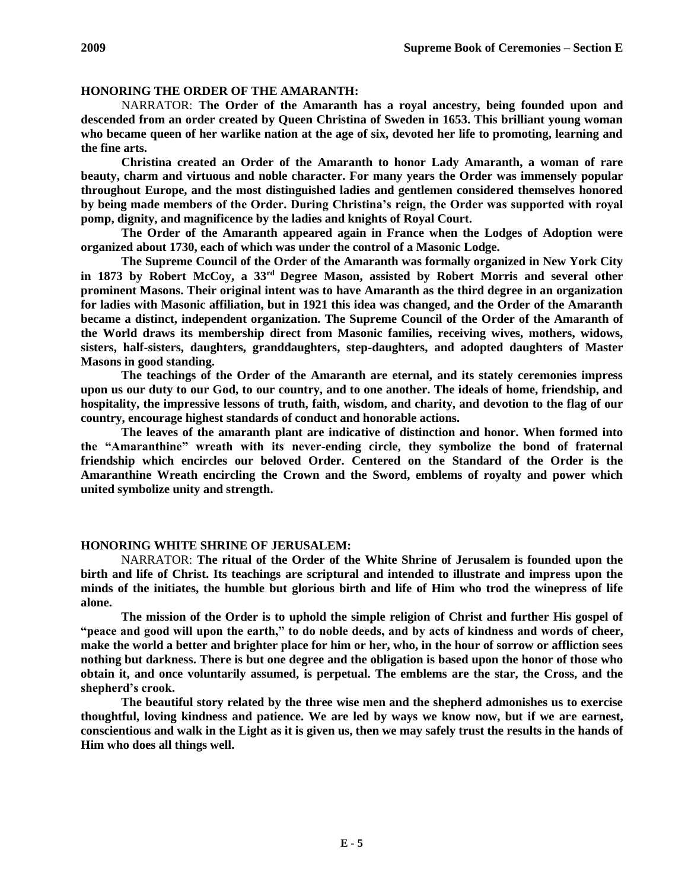## HONORING THE ORDER OF THE AMARANTH:

NARRATOR: **The Order of the Amaranth has a royal ancestry, being founded upon and descended from an order created by Queen Christina of Sweden in 1653. This brilliant young woman who became queen of her warlike nation at the age of six, devoted her life to promoting, learning and the fine arts.**

**Christina created an Order of the Amaranth to honor Lady Amaranth, a woman of rare beauty, charm and virtuous and noble character. For many years the Order was immensely popular throughout Europe, and the most distinguished ladies and gentlemen considered themselves honored by being made members of the Order. During Christina's reign, the Order was supported with royal pomp, dignity, and magnificence by the ladies and knights of Royal Court.**

**The Order of the Amaranth appeared again in France when the Lodges of Adoption were organized about 1730, each of which was under the control of a Masonic Lodge.**

**The Supreme Council of the Order of the Amaranth was formally organized in New York City in 1873 by Robert McCoy, a 33rd Degree Mason, assisted by Robert Morris and several other prominent Masons. Their original intent was to have Amaranth as the third degree in an organization for ladies with Masonic affiliation, but in 1921 this idea was changed, and the Order of the Amaranth became a distinct, independent organization. The Supreme Council of the Order of the Amaranth of the World draws its membership direct from Masonic families, receiving wives, mothers, widows, sisters, half-sisters, daughters, granddaughters, step-daughters, and adopted daughters of Master Masons in good standing.**

**The teachings of the Order of the Amaranth are eternal, and its stately ceremonies impress upon us our duty to our God, to our country, and to one another. The ideals of home, friendship, and hospitality, the impressive lessons of truth, faith, wisdom, and charity, and devotion to the flag of our country, encourage highest standards of conduct and honorable actions.**

**The leaves of the amaranth plant are indicative of distinction and honor. When formed into the "Amaranthine" wreath with its never-ending circle, they symbolize the bond of fraternal friendship which encircles our beloved Order. Centered on the Standard of the Order is the Amaranthine Wreath encircling the Crown and the Sword, emblems of royalty and power which united symbolize unity and strength.**

## HONORING WHITE SHRINE OF JERUSALEM:

NARRATOR: **The ritual of the Order of the White Shrine of Jerusalem is founded upon the birth and life of Christ. Its teachings are scriptural and intended to illustrate and impress upon the minds of the initiates, the humble but glorious birth and life of Him who trod the winepress of life alone.**

**The mission of the Order is to uphold the simple religion of Christ and further His gospel of "peace and good will upon the earth," to do noble deeds, and by acts of kindness and words of cheer, make the world a better and brighter place for him or her, who, in the hour of sorrow or affliction sees nothing but darkness. There is but one degree and the obligation is based upon the honor of those who obtain it, and once voluntarily assumed, is perpetual. The emblems are the star, the Cross, and the shepherd's crook.**

**The beautiful story related by the three wise men and the shepherd admonishes us to exercise thoughtful, loving kindness and patience. We are led by ways we know now, but if we are earnest, conscientious and walk in the Light as it is given us, then we may safely trust the results in the hands of Him who does all things well.**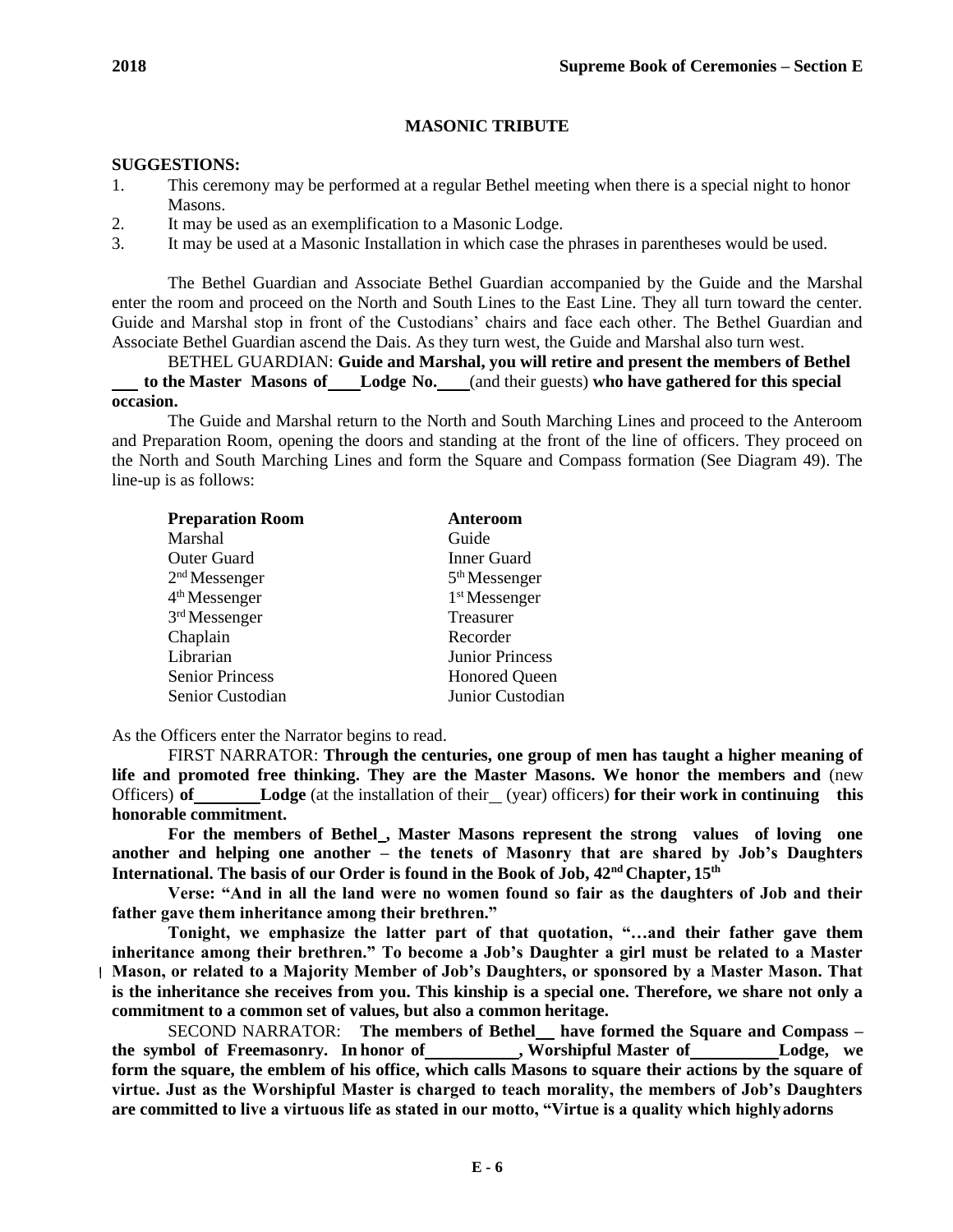### MASONIC TRIBUTE

**SUGGESTIONS:**

1. This ceremony may be performed at a regular Bethel meeting when there is a special night to honor Masons.
2. It may be used as an exemplification to a Masonic Lodge.
3. It may be used at a Masonic Installation in which case the phrases in parentheses would be used.

The Bethel Guardian and Associate Bethel Guardian accompanied by the Guide and the Marshal enter the room and proceed on the North and South Lines to the East Line. They all turn toward the center. Guide and Marshal stop in front of the Custodians' chairs and face each other. The Bethel Guardian and Associate Bethel Guardian ascend the Dais. As they turn west, the Guide and Marshal also turn west.

BETHEL GUARDIAN: **Guide and Marshal, you will retire and present the members of Bethel \_\_\_ to the Master Masons of \_\_\_\_ Lodge No. \_\_\_\_** (and their guests) **who have gathered for this special occasion.**

The Guide and Marshal return to the North and South Marching Lines and proceed to the Anteroom and Preparation Room, opening the doors and standing at the front of the line of officers. They proceed on the North and South Marching Lines and form the Square and Compass formation (See Diagram 49). The line-up is as follows:

| **Preparation Room** | **Anteroom** |
|---|---|
| Marshal | Guide |
| Outer Guard | Inner Guard |
| 2nd Messenger | 5th Messenger |
| 4th Messenger | 1st Messenger |
| 3rd Messenger | Treasurer |
| Chaplain | Recorder |
| Librarian | Junior Princess |
| Senior Princess | Honored Queen |
| Senior Custodian | Junior Custodian |

As the Officers enter the Narrator begins to read.

FIRST NARRATOR: **Through the centuries, one group of men has taught a higher meaning of life and promoted free thinking. They are the Master Masons. We honor the members and** (new Officers) **of \_\_\_\_\_\_\_\_ Lodge** (at the installation of their \_\_ (year) officers) **for their work in continuing this honorable commitment.**

**For the members of Bethel \_, Master Masons represent the strong values of loving one another and helping one another – the tenets of Masonry that are shared by Job's Daughters International. The basis of our Order is found in the Book of Job, 42nd Chapter, 15th**

**Verse: "And in all the land were no women found so fair as the daughters of Job and their father gave them inheritance among their brethren."**

**Tonight, we emphasize the latter part of that quotation, "…and their father gave them inheritance among their brethren." To become a Job's Daughter a girl must be related to a Master Mason, or related to a Majority Member of Job's Daughters, or sponsored by a Master Mason. That is the inheritance she receives from you. This kinship is a special one. Therefore, we share not only a commitment to a common set of values, but also a common heritage.**

SECOND NARRATOR: **The members of Bethel \_\_ have formed the Square and Compass – the symbol of Freemasonry. In honor of \_\_\_\_\_\_\_\_\_\_\_, Worshipful Master of \_\_\_\_\_\_\_\_\_\_ Lodge, we form the square, the emblem of his office, which calls Masons to square their actions by the square of virtue. Just as the Worshipful Master is charged to teach morality, the members of Job's Daughters are committed to live a virtuous life as stated in our motto, "Virtue is a quality which highly adorns**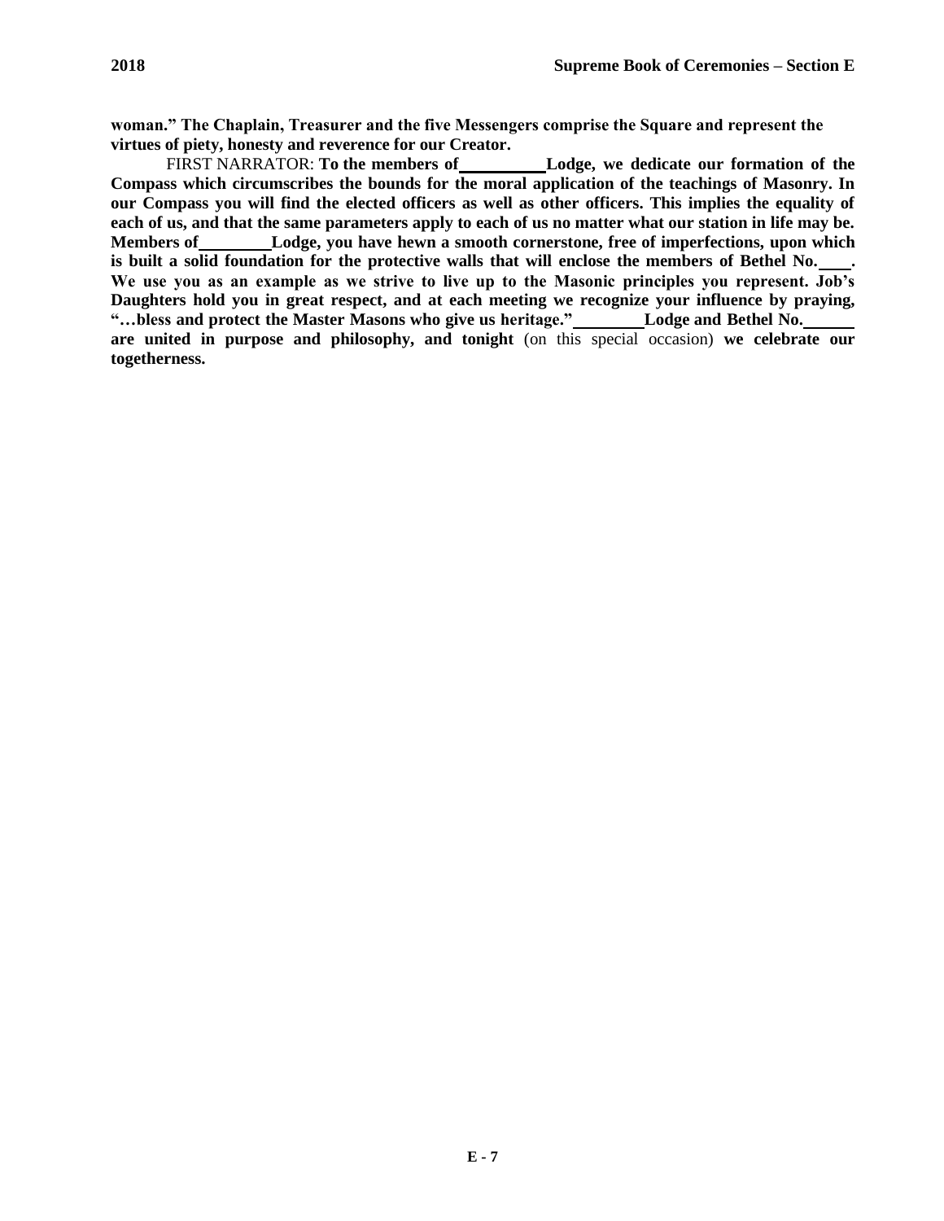**woman." The Chaplain, Treasurer and the five Messengers comprise the Square and represent the virtues of piety, honesty and reverence for our Creator.**

FIRST NARRATOR: **To the members of __________ Lodge, we dedicate our formation of the Compass which circumscribes the bounds for the moral application of the teachings of Masonry. In our Compass you will find the elected officers as well as other officers. This implies the equality of each of us, and that the same parameters apply to each of us no matter what our station in life may be. Members of _________ Lodge, you have hewn a smooth cornerstone, free of imperfections, upon which is built a solid foundation for the protective walls that will enclose the members of Bethel No. ____. We use you as an example as we strive to live up to the Masonic principles you represent. Job's Daughters hold you in great respect, and at each meeting we recognize your influence by praying, "…bless and protect the Master Masons who give us heritage." _________ Lodge and Bethel No. ______ are united in purpose and philosophy, and tonight** (on this special occasion) **we celebrate our togetherness.**